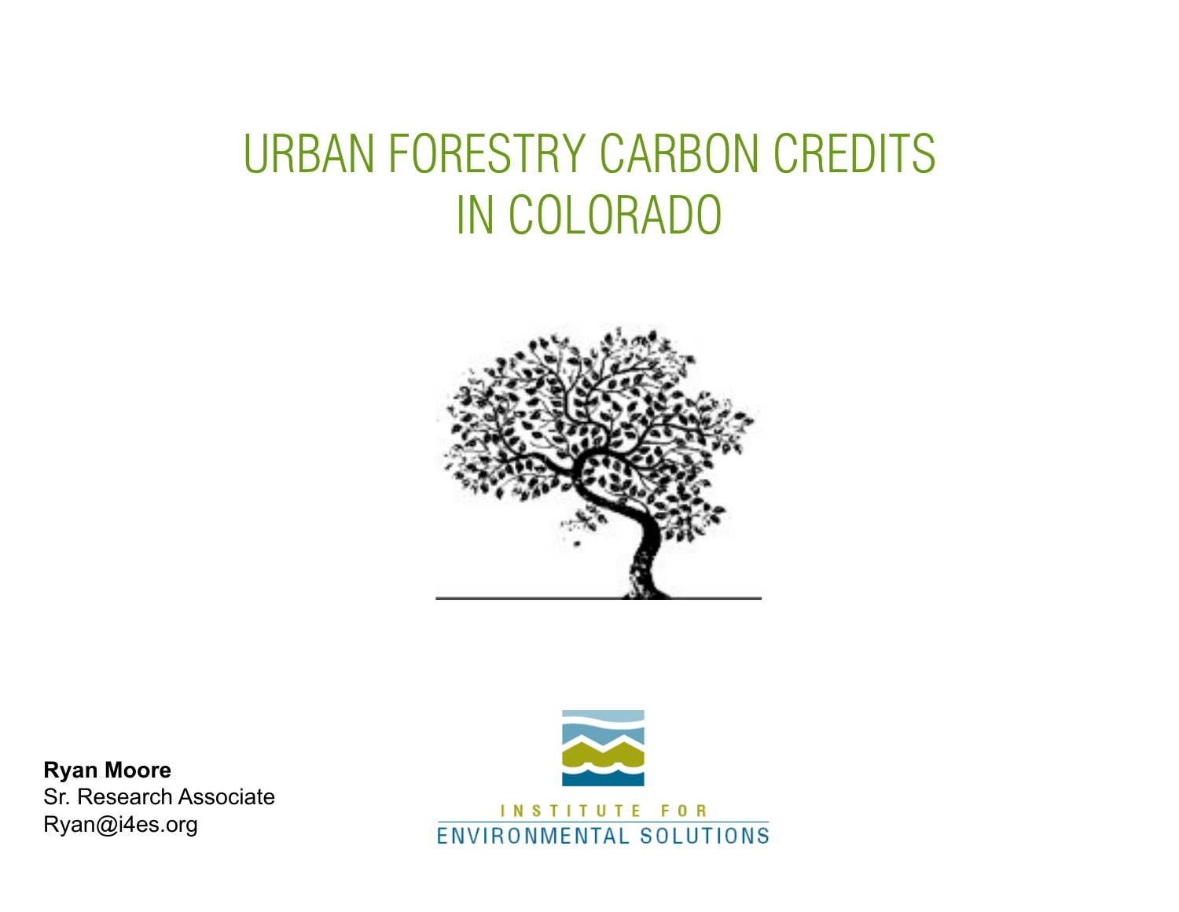# URBAN FORESTRY CARBON CREDITS IN COLORADO

**Ryan Moore**
Sr. Research Associate
Ryan@i4es.org

INSTITUTE FOR
ENVIRONMENTAL SOLUTIONS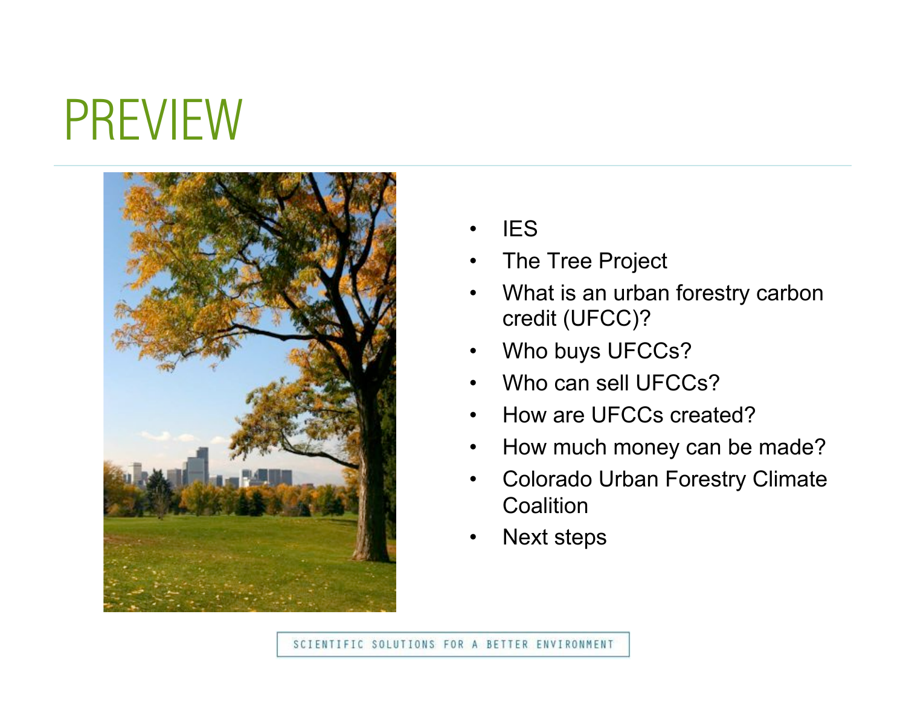# PREVIEW

- IES
- The Tree Project
- What is an urban forestry carbon credit (UFCC)?
- Who buys UFCCs?
- Who can sell UFCCs?
- How are UFCCs created?
- How much money can be made?
- Colorado Urban Forestry Climate Coalition
- Next steps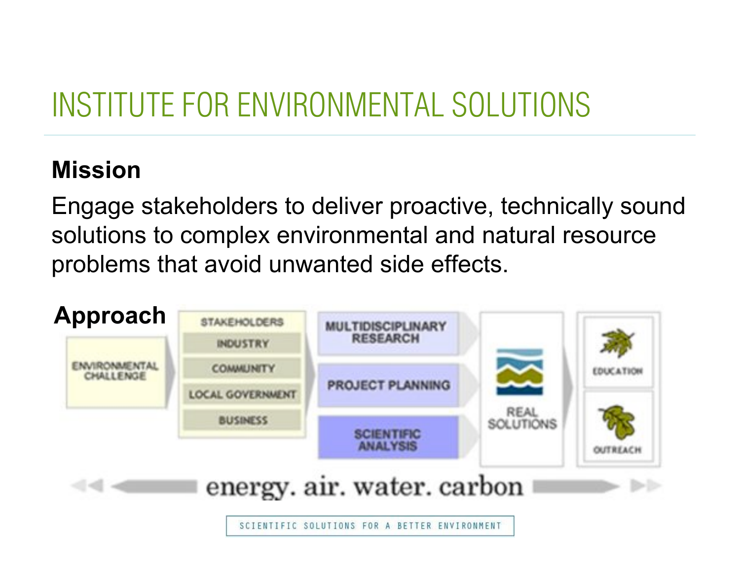# INSTITUTE FOR ENVIRONMENTAL SOLUTIONS

**Mission**

Engage stakeholders to deliver proactive, technically sound solutions to complex environmental and natural resource problems that avoid unwanted side effects.

**Approach**

ENVIRONMENTAL CHALLENGE → STAKEHOLDERS: INDUSTRY, COMMUNITY, LOCAL GOVERNMENT, BUSINESS → MULTIDISCIPLINARY RESEARCH, PROJECT PLANNING, SCIENTIFIC ANALYSIS → REAL SOLUTIONS → EDUCATION, OUTREACH

energy. air. water. carbon

SCIENTIFIC SOLUTIONS FOR A BETTER ENVIRONMENT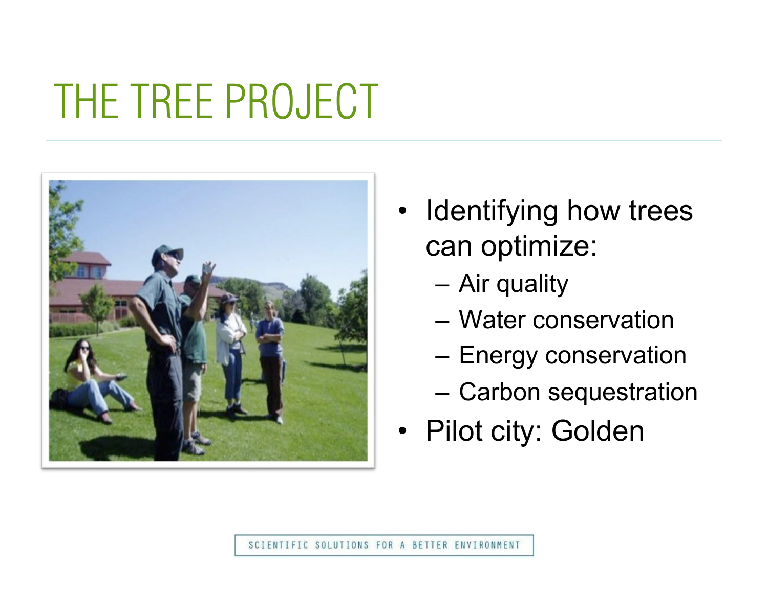# THE TREE PROJECT

- Identifying how trees can optimize:
  - Air quality
  - Water conservation
  - Energy conservation
  - Carbon sequestration
- Pilot city: Golden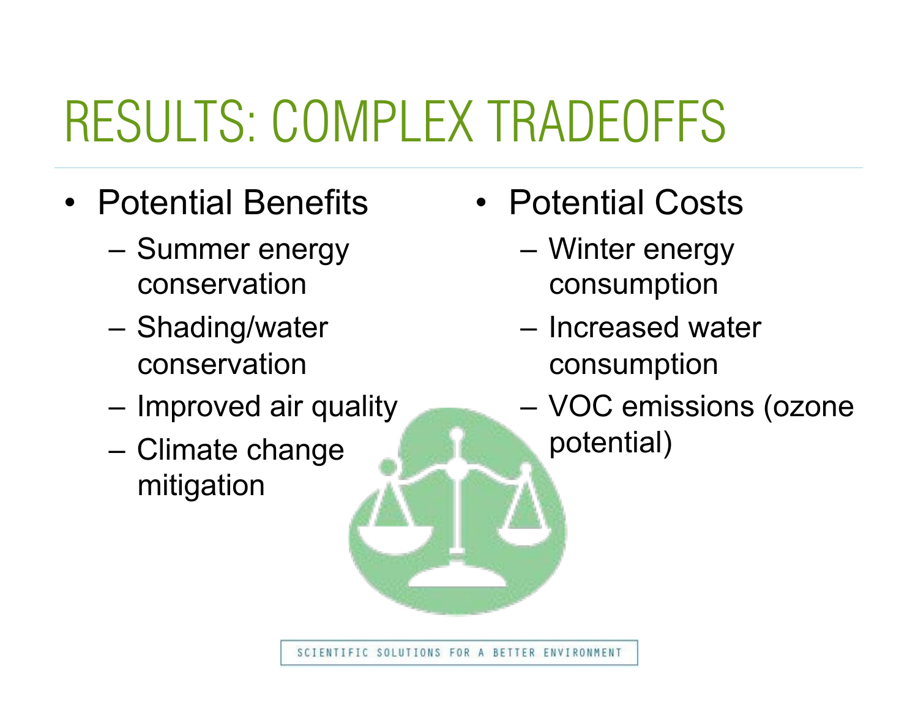# RESULTS: COMPLEX TRADEOFFS

- Potential Benefits
  - Summer energy conservation
  - Shading/water conservation
  - Improved air quality
  - Climate change mitigation

- Potential Costs
  - Winter energy consumption
  - Increased water consumption
  - VOC emissions (ozone potential)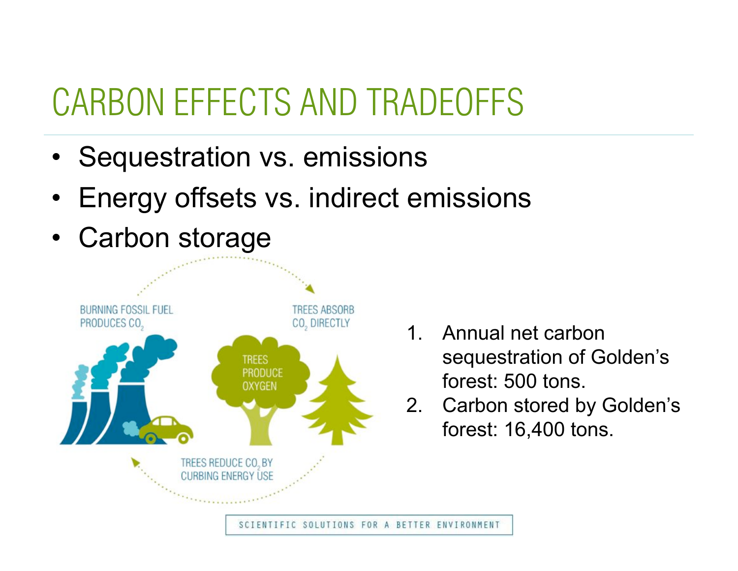# CARBON EFFECTS AND TRADEOFFS

- Sequestration vs. emissions
- Energy offsets vs. indirect emissions
- Carbon storage

BURNING FOSSIL FUEL PRODUCES $CO_2$

TREES ABSORB $CO_2$ DIRECTLY

TREES PRODUCE OXYGEN

TREES REDUCE $CO_2$ BY CURBING ENERGY USE

1. Annual net carbon sequestration of Golden's forest: 500 tons.
2. Carbon stored by Golden's forest: 16,400 tons.

SCIENTIFIC SOLUTIONS FOR A BETTER ENVIRONMENT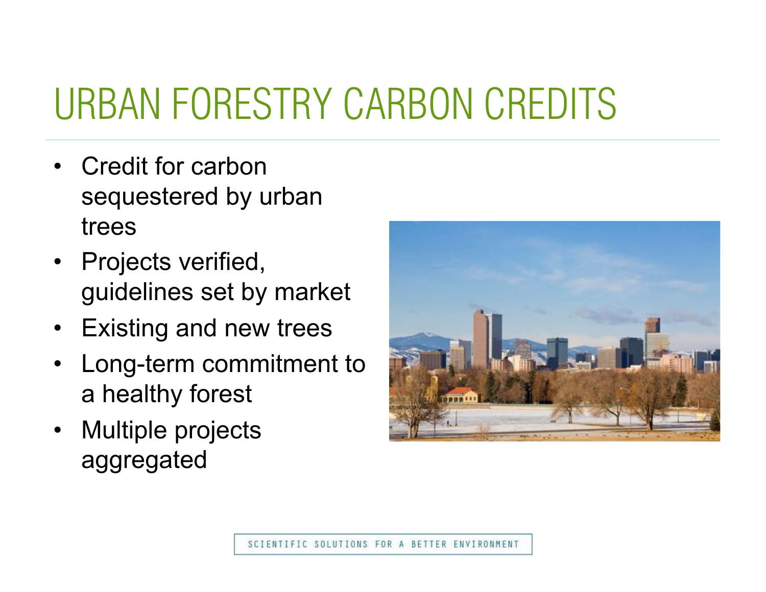# URBAN FORESTRY CARBON CREDITS

- Credit for carbon sequestered by urban trees
- Projects verified, guidelines set by market
- Existing and new trees
- Long-term commitment to a healthy forest
- Multiple projects aggregated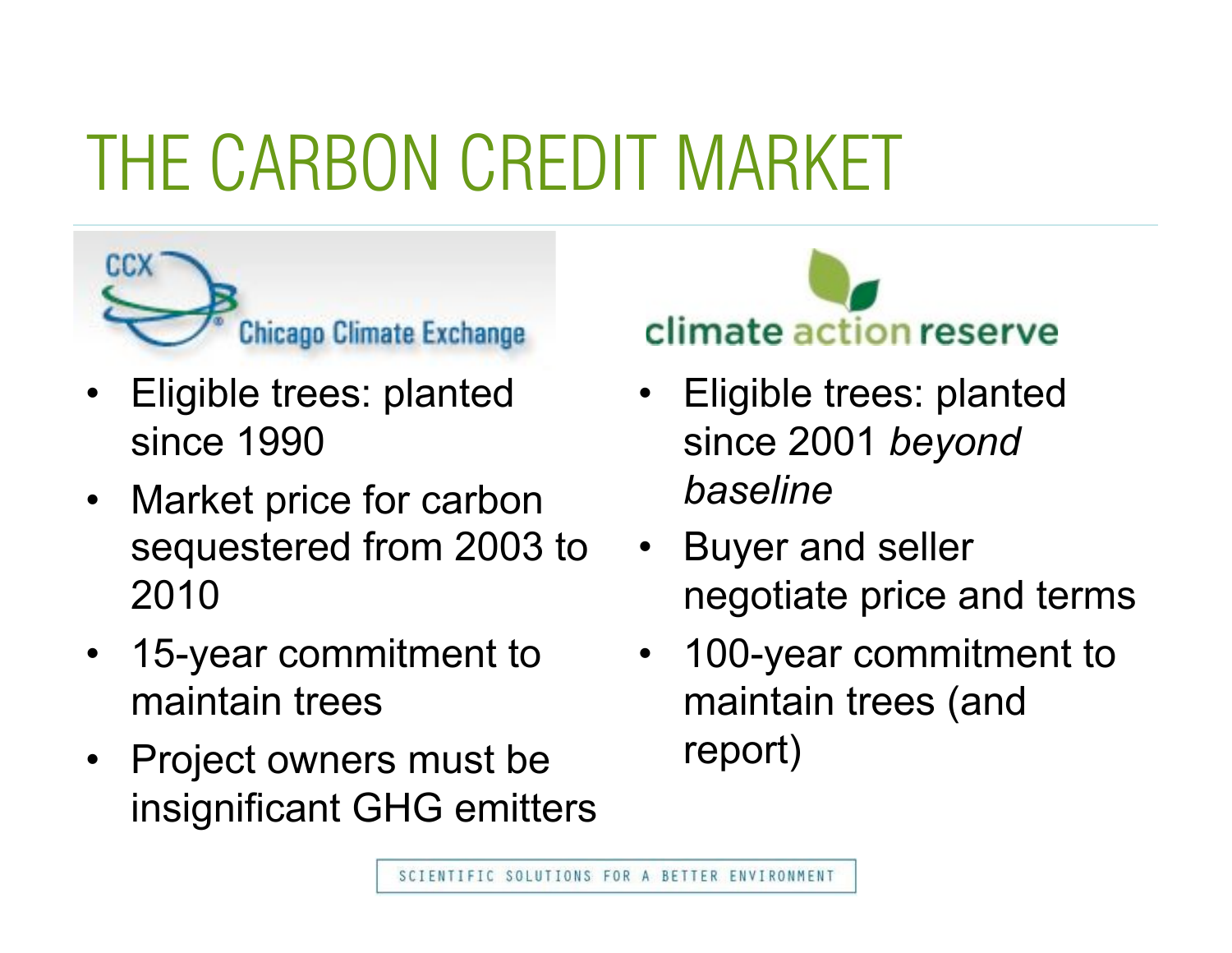# THE CARBON CREDIT MARKET

## Chicago Climate Exchange

- Eligible trees: planted since 1990
- Market price for carbon sequestered from 2003 to 2010
- 15-year commitment to maintain trees
- Project owners must be insignificant GHG emitters

## climate action reserve

- Eligible trees: planted since 2001 *beyond baseline*
- Buyer and seller negotiate price and terms
- 100-year commitment to maintain trees (and report)

SCIENTIFIC SOLUTIONS FOR A BETTER ENVIRONMENT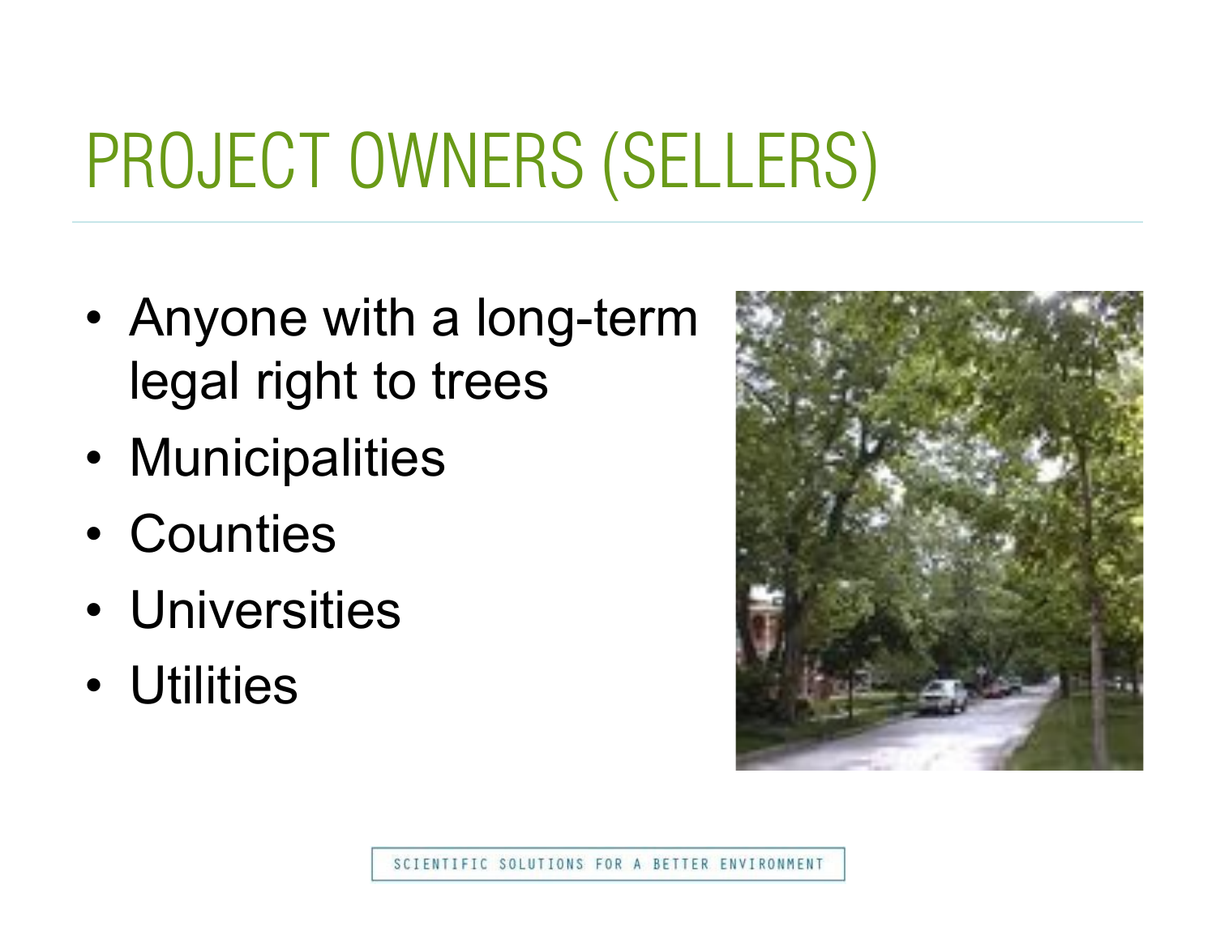# PROJECT OWNERS (SELLERS)

- Anyone with a long-term legal right to trees
- Municipalities
- Counties
- Universities
- Utilities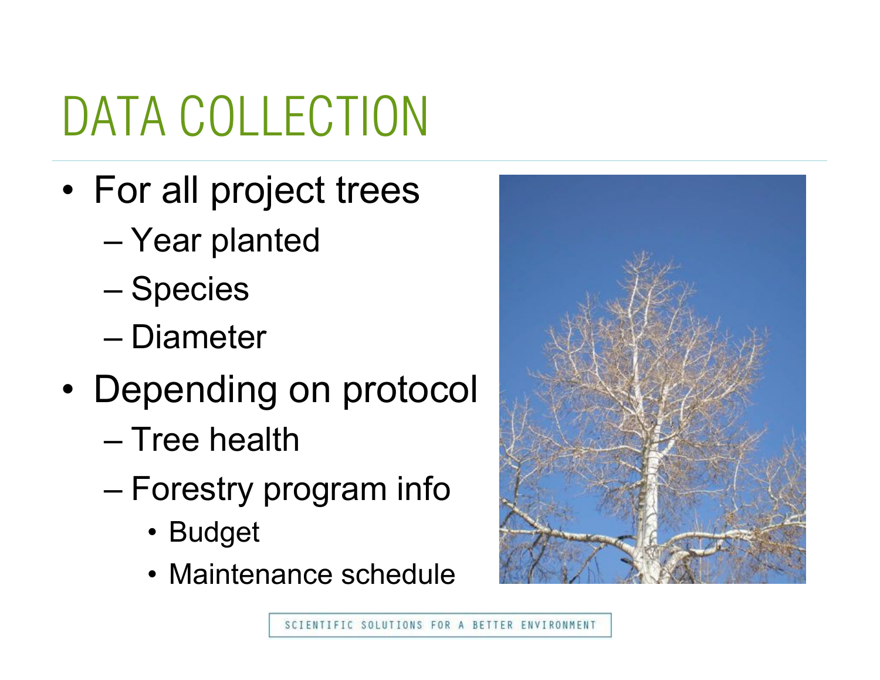# DATA COLLECTION

- For all project trees
  - Year planted
  - Species
  - Diameter
- Depending on protocol
  - Tree health
  - Forestry program info
    - Budget
    - Maintenance schedule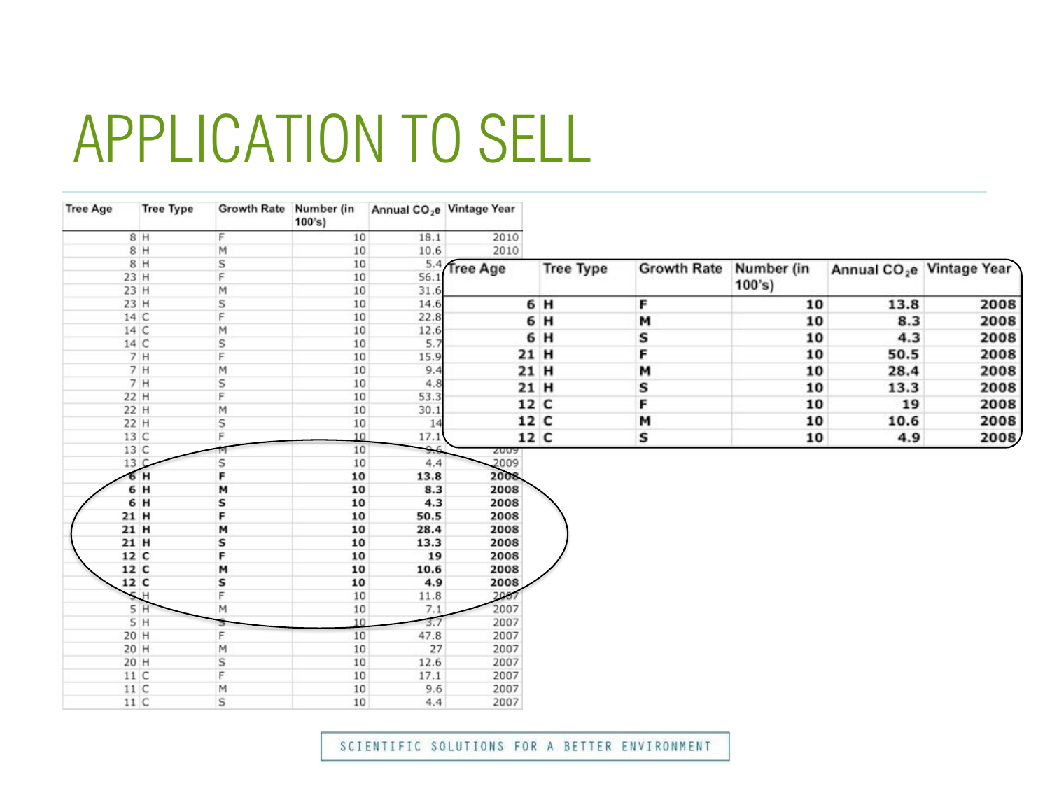# APPLICATION TO SELL

| Tree Age | Tree Type | Growth Rate | Number (in 100's) | Annual $CO_2e$ | Vintage Year |
|---|---|---|---|---|---|
| 8 | H | F | 10 | 18.1 | 2010 |
| 8 | H | M | 10 | 10.6 | 2010 |
| 8 | H | S | 10 | 5.4 | |
| 23 | H | F | 10 | 56.1 | |
| 23 | H | M | 10 | 31.6 | |
| 23 | H | S | 10 | 14.6 | |
| 14 | C | F | 10 | 22.8 | |
| 14 | C | M | 10 | 12.6 | |
| 14 | C | S | 10 | 5.7 | |
| 7 | H | F | 10 | 15.9 | |
| 7 | H | M | 10 | 9.4 | |
| 7 | H | S | 10 | 4.8 | |
| 22 | H | F | 10 | 53.3 | |
| 22 | H | M | 10 | 30.1 | |
| 22 | H | S | 10 | 14 | |
| 13 | C | F | 10 | 17.1 | |
| 13 | C | M | 10 | 9.6 | 2009 |
| 13 | C | S | 10 | 4.4 | 2009 |
| **6** | **H** | **F** | **10** | **13.8** | **2008** |
| **6** | **H** | **M** | **10** | **8.3** | **2008** |
| **6** | **H** | **S** | **10** | **4.3** | **2008** |
| **21** | **H** | **F** | **10** | **50.5** | **2008** |
| **21** | **H** | **M** | **10** | **28.4** | **2008** |
| **21** | **H** | **S** | **10** | **13.3** | **2008** |
| **12** | **C** | **F** | **10** | **19** | **2008** |
| **12** | **C** | **M** | **10** | **10.6** | **2008** |
| **12** | **C** | **S** | **10** | **4.9** | **2008** |
| 5 | H | F | 10 | 11.8 | 2007 |
| 5 | H | M | 10 | 7.1 | 2007 |
| 5 | H | S | 10 | 3.7 | 2007 |
| 20 | H | F | 10 | 47.8 | 2007 |
| 20 | H | M | 10 | 27 | 2007 |
| 20 | H | S | 10 | 12.6 | 2007 |
| 11 | C | F | 10 | 17.1 | 2007 |
| 11 | C | M | 10 | 9.6 | 2007 |
| 11 | C | S | 10 | 4.4 | 2007 |

| Tree Age | Tree Type | Growth Rate | Number (in 100's) | Annual $CO_2e$ | Vintage Year |
|---|---|---|---|---|---|
| **6** | **H** | **F** | **10** | **13.8** | **2008** |
| **6** | **H** | **M** | **10** | **8.3** | **2008** |
| **6** | **H** | **S** | **10** | **4.3** | **2008** |
| **21** | **H** | **F** | **10** | **50.5** | **2008** |
| **21** | **H** | **M** | **10** | **28.4** | **2008** |
| **21** | **H** | **S** | **10** | **13.3** | **2008** |
| **12** | **C** | **F** | **10** | **19** | **2008** |
| **12** | **C** | **M** | **10** | **10.6** | **2008** |
| **12** | **C** | **S** | **10** | **4.9** | **2008** |

SCIENTIFIC SOLUTIONS FOR A BETTER ENVIRONMENT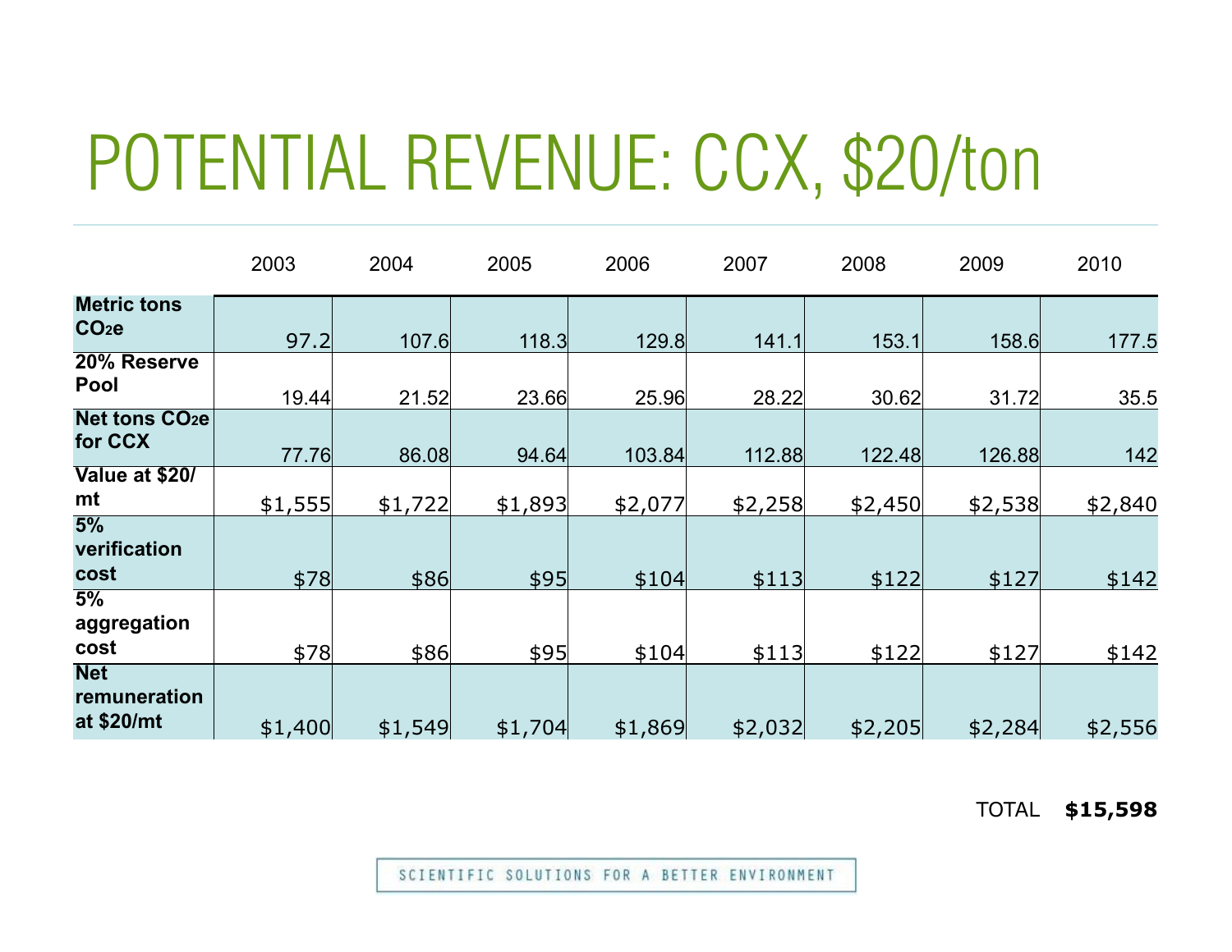# POTENTIAL REVENUE: CCX, $20/ton

| | 2003 | 2004 | 2005 | 2006 | 2007 | 2008 | 2009 | 2010 |
|---|---|---|---|---|---|---|---|---|
| **Metric tons $CO_2e$** | 97.2 | 107.6 | 118.3 | 129.8 | 141.1 | 153.1 | 158.6 | 177.5 |
| **20% Reserve Pool** | 19.44 | 21.52 | 23.66 | 25.96 | 28.22 | 30.62 | 31.72 | 35.5 |
| **Net tons $CO_2e$ for CCX** | 77.76 | 86.08 | 94.64 | 103.84 | 112.88 | 122.48 | 126.88 | 142 |
| **Value at $20/mt** | $1,555 | $1,722 | $1,893 | $2,077 | $2,258 | $2,450 | $2,538 | $2,840 |
| **5% verification cost** | $78 | $86 | $95 | $104 | $113 | $122 | $127 | $142 |
| **5% aggregation cost** | $78 | $86 | $95 | $104 | $113 | $122 | $127 | $142 |
| **Net remuneration at $20/mt** | $1,400 | $1,549 | $1,704 | $1,869 | $2,032 | $2,205 | $2,284 | $2,556 |

TOTAL **$15,598**

SCIENTIFIC SOLUTIONS FOR A BETTER ENVIRONMENT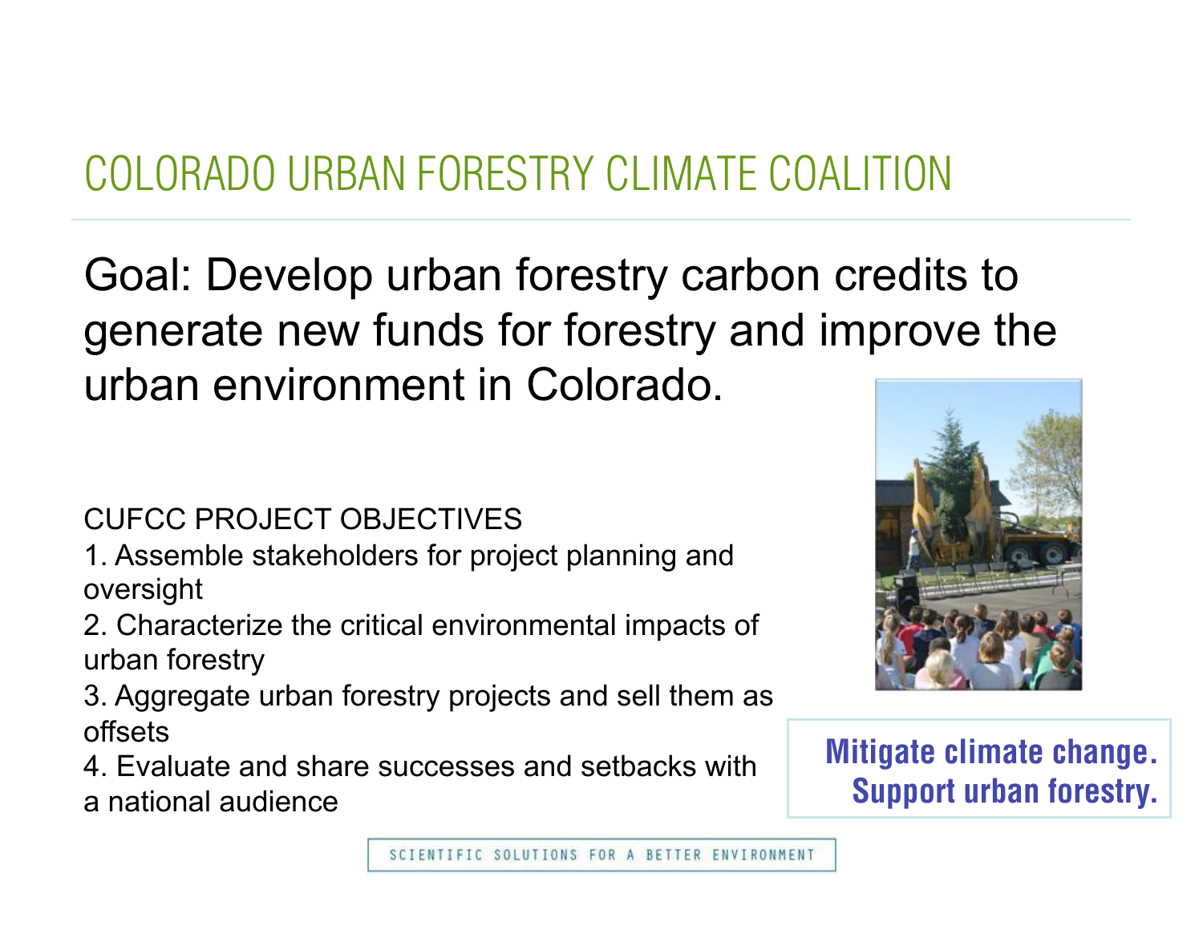# COLORADO URBAN FORESTRY CLIMATE COALITION

Goal: Develop urban forestry carbon credits to generate new funds for forestry and improve the urban environment in Colorado.

CUFCC PROJECT OBJECTIVES

1. Assemble stakeholders for project planning and oversight
2. Characterize the critical environmental impacts of urban forestry
3. Aggregate urban forestry projects and sell them as offsets
4. Evaluate and share successes and setbacks with a national audience

**Mitigate climate change. Support urban forestry.**

SCIENTIFIC SOLUTIONS FOR A BETTER ENVIRONMENT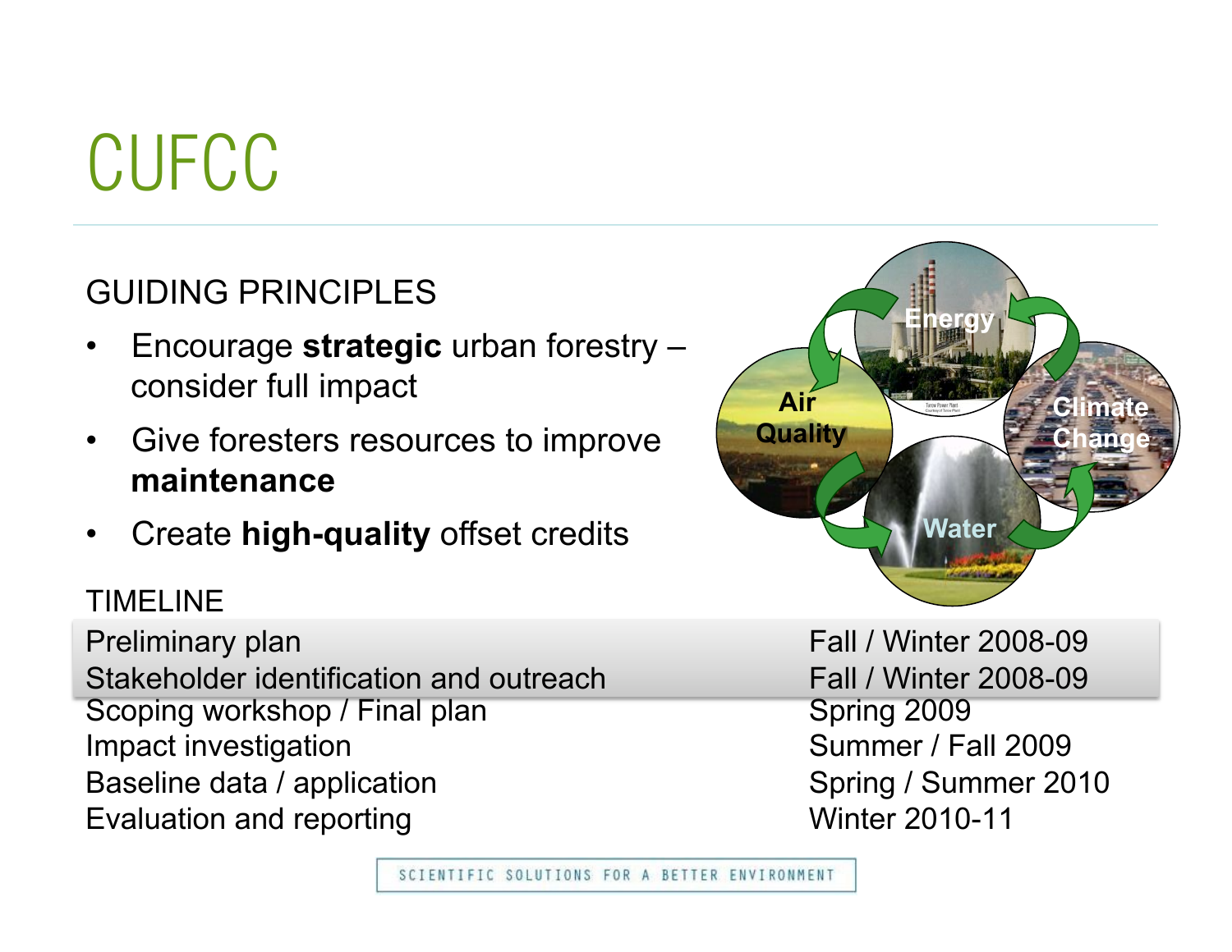# CUFCC

GUIDING PRINCIPLES

- Encourage **strategic** urban forestry – consider full impact
- Give foresters resources to improve **maintenance**
- Create **high-quality** offset credits

Energy

Air Quality

Climate Change

Water

TIMELINE

| | |
|---|---|
| Preliminary plan | Fall / Winter 2008-09 |
| Stakeholder identification and outreach | Fall / Winter 2008-09 |
| Scoping workshop / Final plan | Spring 2009 |
| Impact investigation | Summer / Fall 2009 |
| Baseline data / application | Spring / Summer 2010 |
| Evaluation and reporting | Winter 2010-11 |

SCIENTIFIC SOLUTIONS FOR A BETTER ENVIRONMENT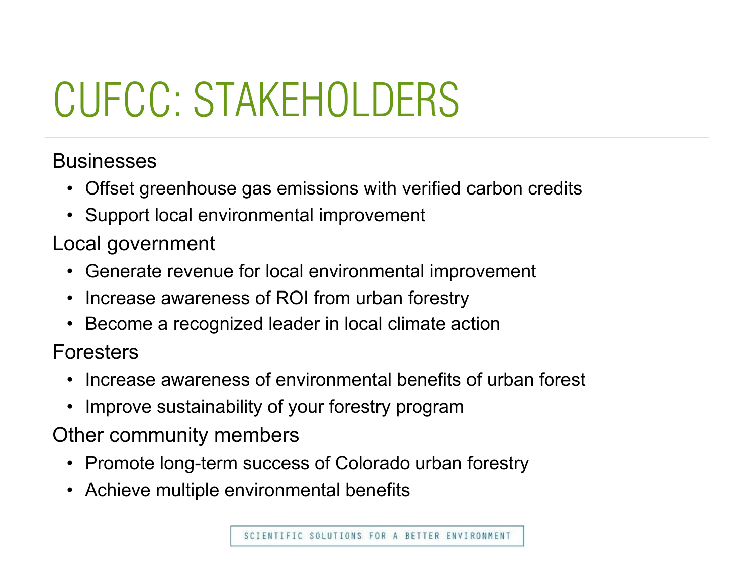# CUFCC: STAKEHOLDERS

Businesses

- Offset greenhouse gas emissions with verified carbon credits
- Support local environmental improvement

Local government

- Generate revenue for local environmental improvement
- Increase awareness of ROI from urban forestry
- Become a recognized leader in local climate action

Foresters

- Increase awareness of environmental benefits of urban forest
- Improve sustainability of your forestry program

Other community members

- Promote long-term success of Colorado urban forestry
- Achieve multiple environmental benefits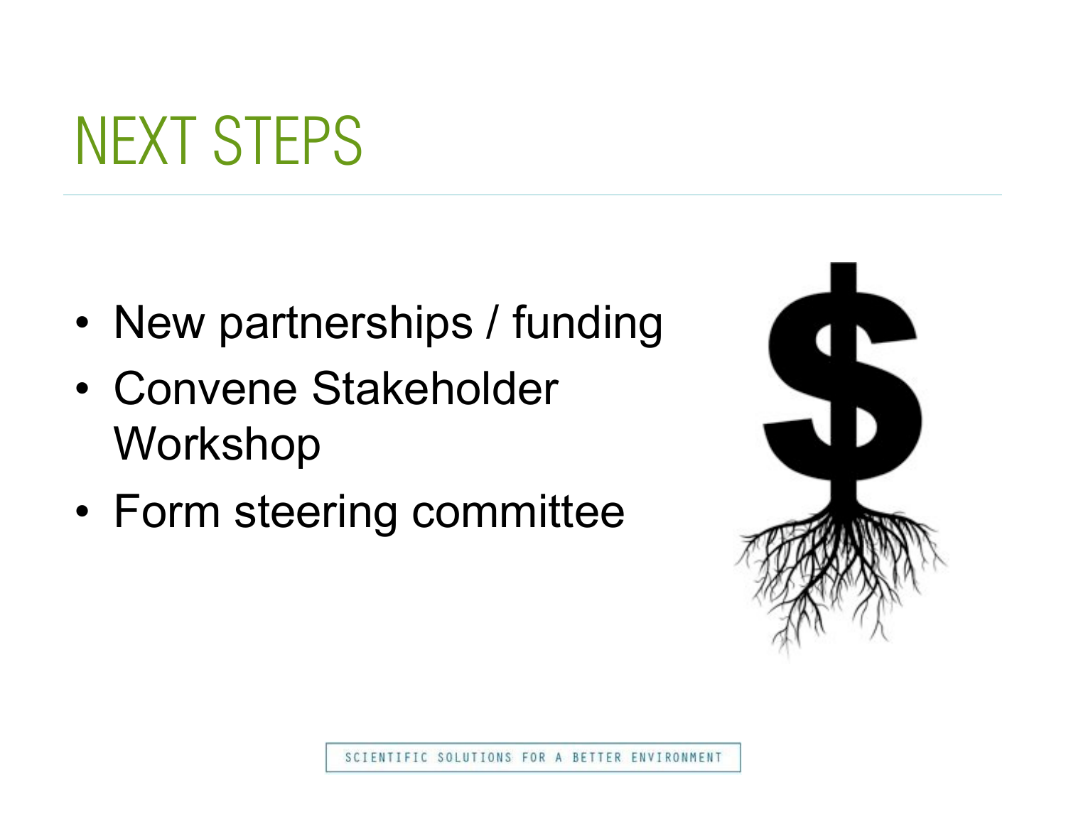# NEXT STEPS

- New partnerships / funding
- Convene Stakeholder Workshop
- Form steering committee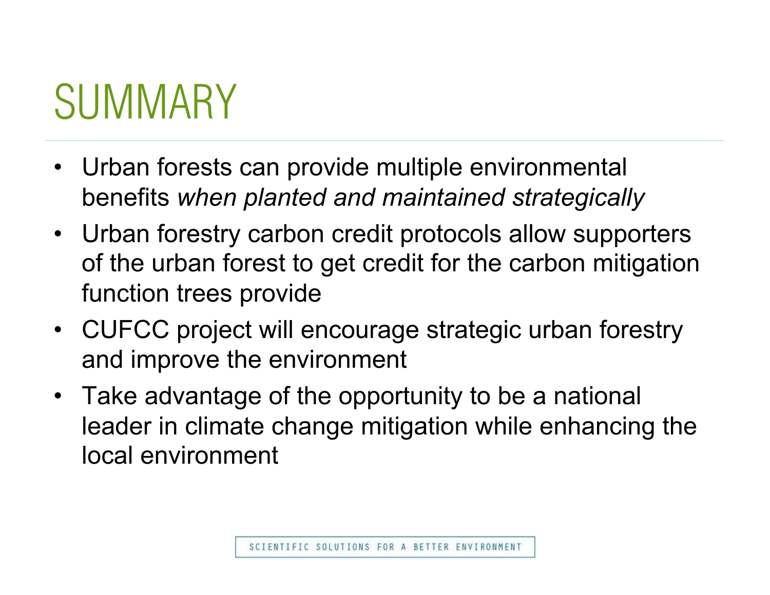# SUMMARY

- Urban forests can provide multiple environmental benefits *when planted and maintained strategically*
- Urban forestry carbon credit protocols allow supporters of the urban forest to get credit for the carbon mitigation function trees provide
- CUFCC project will encourage strategic urban forestry and improve the environment
- Take advantage of the opportunity to be a national leader in climate change mitigation while enhancing the local environment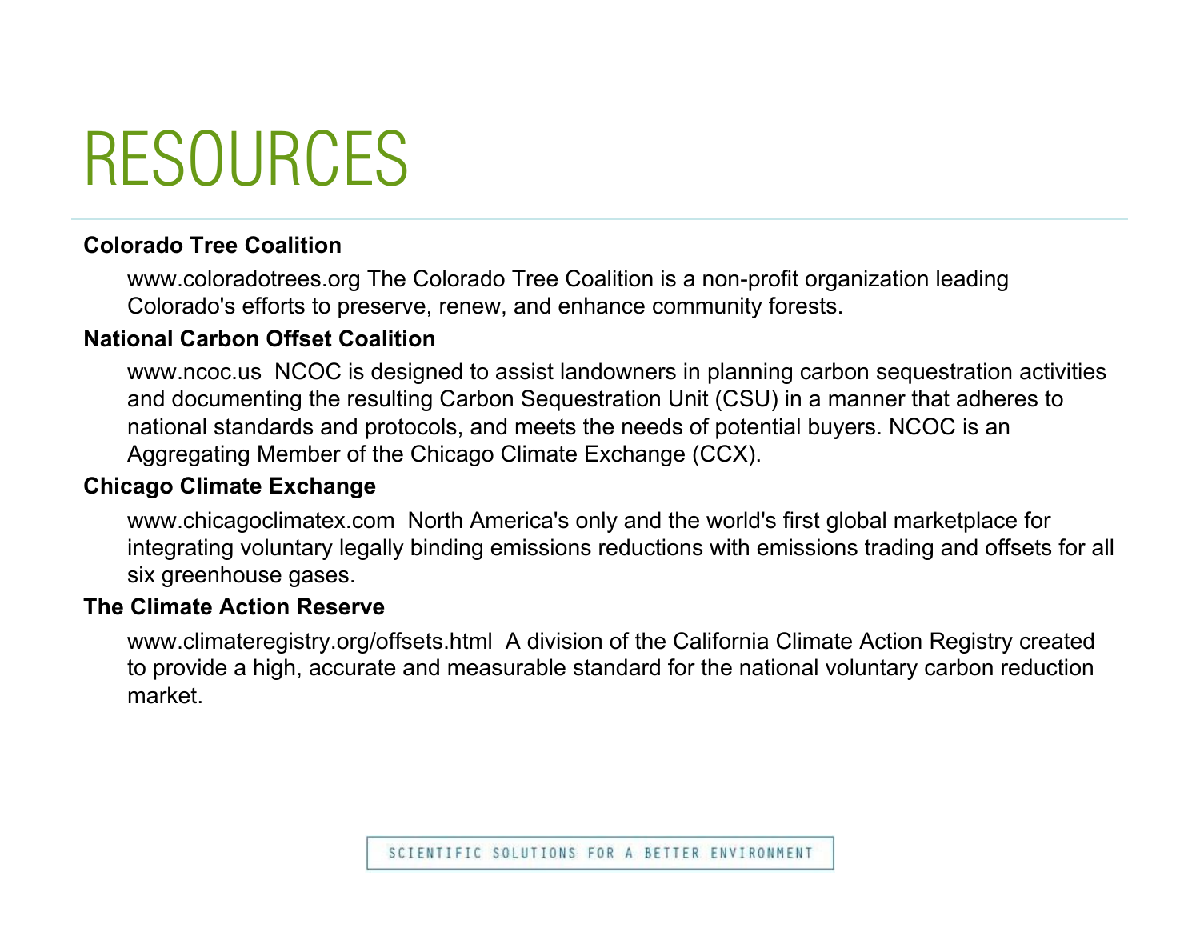# RESOURCES

**Colorado Tree Coalition**

www.coloradotrees.org The Colorado Tree Coalition is a non-profit organization leading Colorado's efforts to preserve, renew, and enhance community forests.

**National Carbon Offset Coalition**

www.ncoc.us NCOC is designed to assist landowners in planning carbon sequestration activities and documenting the resulting Carbon Sequestration Unit (CSU) in a manner that adheres to national standards and protocols, and meets the needs of potential buyers. NCOC is an Aggregating Member of the Chicago Climate Exchange (CCX).

**Chicago Climate Exchange**

www.chicagoclimatex.com North America's only and the world's first global marketplace for integrating voluntary legally binding emissions reductions with emissions trading and offsets for all six greenhouse gases.

**The Climate Action Reserve**

www.climateregistry.org/offsets.html A division of the California Climate Action Registry created to provide a high, accurate and measurable standard for the national voluntary carbon reduction market.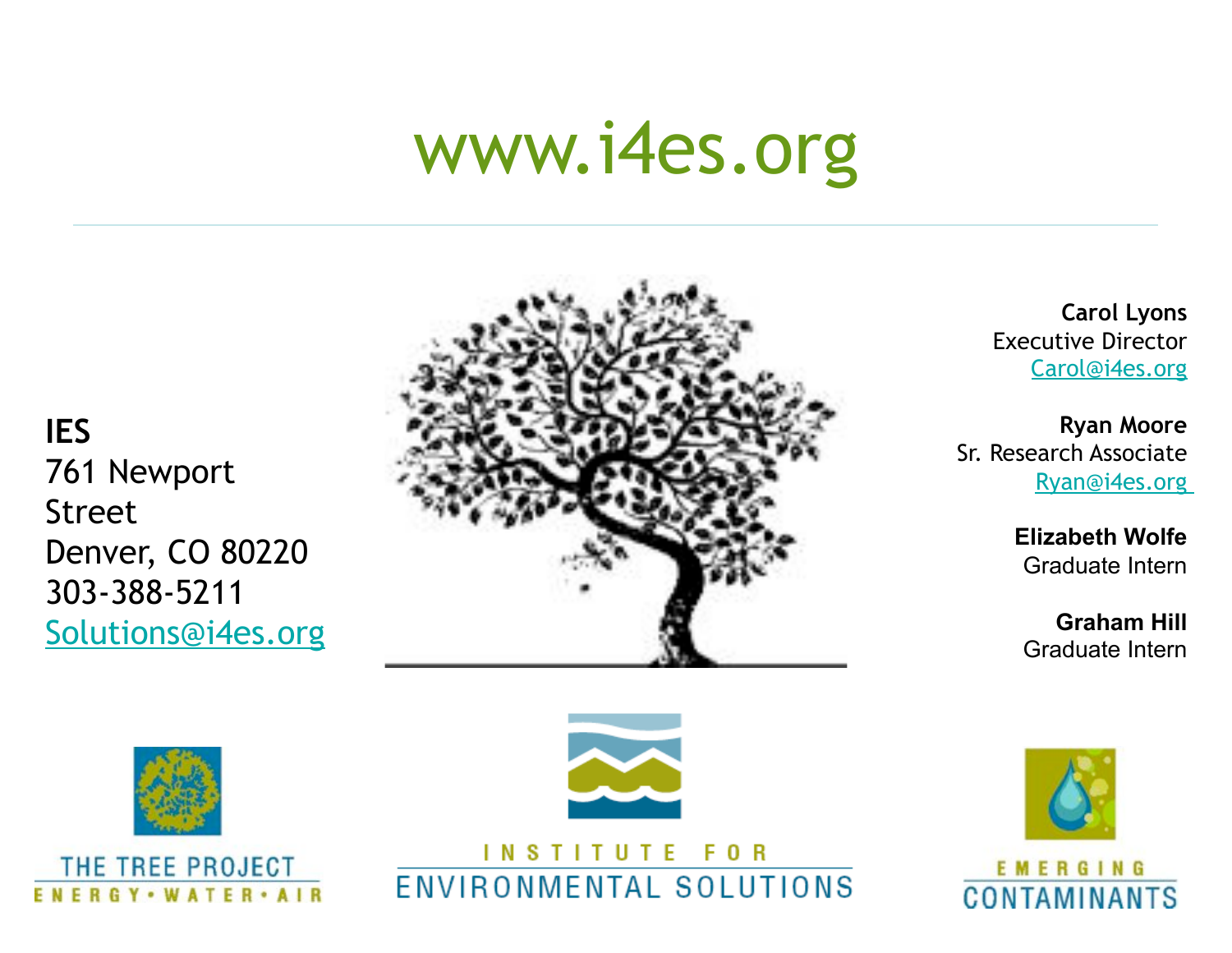# www.i4es.org

**IES**
761 Newport Street
Denver, CO 80220
303-388-5211
Solutions@i4es.org

**Carol Lyons**
Executive Director
Carol@i4es.org

**Ryan Moore**
Sr. Research Associate
Ryan@i4es.org

**Elizabeth Wolfe**
Graduate Intern

**Graham Hill**
Graduate Intern

THE TREE PROJECT
ENERGY • WATER • AIR

INSTITUTE FOR
ENVIRONMENTAL SOLUTIONS

EMERGING
CONTAMINANTS